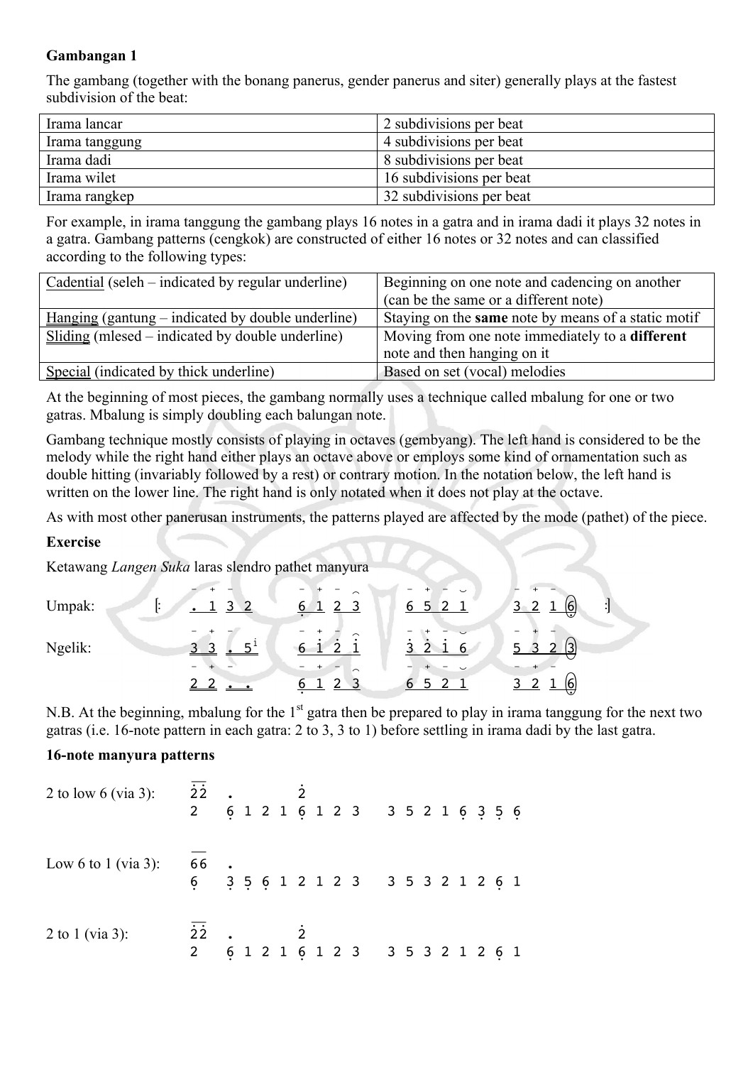**Gambangan 1**

The gambang (together with the bonang panerus, gender panerus and siter) generally plays at the fastest subdivision of the beat:

| Irama lancar | 2 subdivisions per beat |
|---|---|
| Irama tanggung | 4 subdivisions per beat |
| Irama dadi | 8 subdivisions per beat |
| Irama wilet | 16 subdivisions per beat |
| Irama rangkep | 32 subdivisions per beat |

For example, in irama tanggung the gambang plays 16 notes in a gatra and in irama dadi it plays 32 notes in a gatra. Gambang patterns (cengkok) are constructed of either 16 notes or 32 notes and can classified according to the following types:

| Cadential (seleh – indicated by regular underline) | Beginning on one note and cadencing on another (can be the same or a different note) |
|---|---|
| Hanging (gantung – indicated by double underline) | Staying on the **same** note by means of a static motif |
| Sliding (mlesed – indicated by double underline) | Moving from one note immediately to a **different** note and then hanging on it |
| Special (indicated by thick underline) | Based on set (vocal) melodies |

At the beginning of most pieces, the gambang normally uses a technique called mbalung for one or two gatras. Mbalung is simply doubling each balungan note.

Gambang technique mostly consists of playing in octaves (gembyang). The left hand is considered to be the melody while the right hand either plays an octave above or employs some kind of ornamentation such as double hitting (invariably followed by a rest) or contrary motion. In the notation below, the left hand is written on the lower line. The right hand is only notated when it does not play at the octave.

As with most other panerusan instruments, the patterns played are affected by the mode (pathet) of the piece.

**Exercise**

Ketawang *Langen Suka* laras slendro pathet manyura

```
Umpak:   [:  . 1 3 2    6 1 2 3    6 5 2 1    3 2 1 (6)   :]

Ngelik:      3 3 . 5    6 1̇ 2̇ 1̇    3̇ 2̇ 1̇ 6    5 3 2 (3)
             2 2 . .    6 1 2 3    6 5 2 1    3 2 1 (6)
```

N.B. At the beginning, mbalung for the 1st gatra then be prepared to play in irama tanggung for the next two gatras (i.e. 16-note pattern in each gatra: 2 to 3, 3 to 1) before settling in irama dadi by the last gatra.

**16-note manyura patterns**

```
2 to low 6 (via 3):   2̇2̇  .        2̇
                      2    6 1 2 1 6 1 2 3    3 5 2 1 6 3 5 6

Low 6 to 1 (via 3):   66   .
                      6    3 5 6 1 2 1 2 3    3 5 3 2 1 2 6 1

2 to 1 (via 3):       2̇2̇  .        2̇
                      2    6 1 2 1 6 1 2 3    3 5 3 2 1 2 6 1
```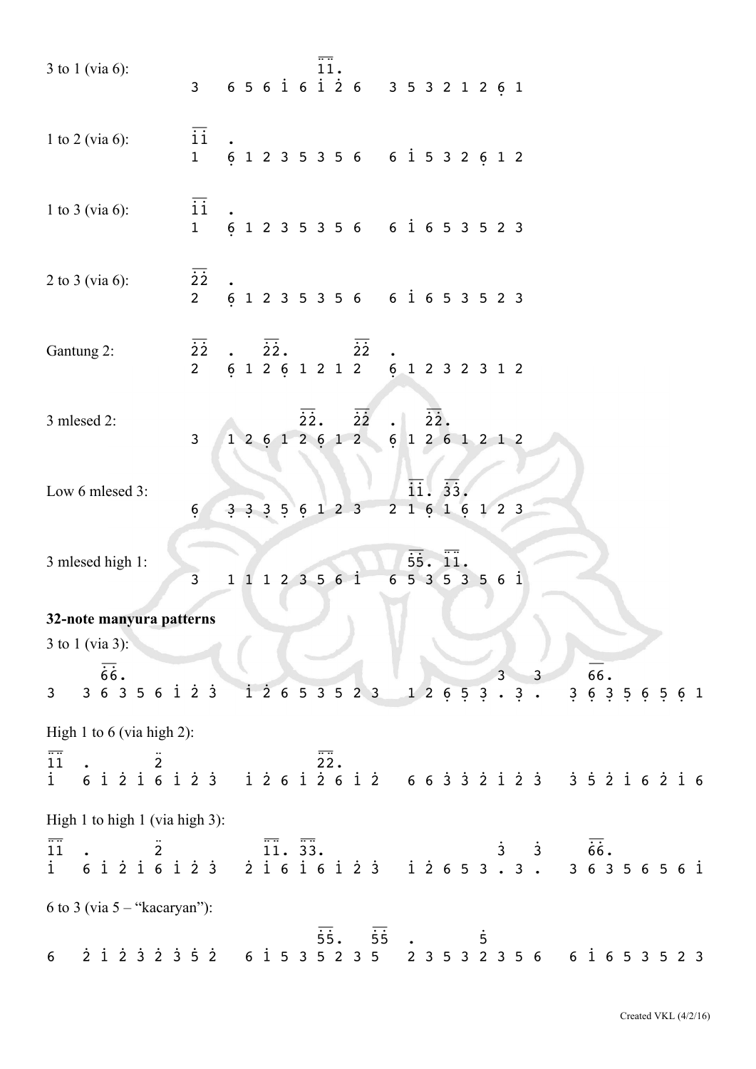3 to 1 (via 6):

```
                         ̄1̄1.
3   6 5 6 i̇ 6 i̇ 2̇ 6   3 5 3 2 1 2 6̣ 1
```

1 to 2 (via 6):

```
11  .
1   6̣ 1 2 3 5 3 5 6   6 i̇ 5 3 2 6̣ 1 2
```

1 to 3 (via 6):

```
11  .
1   6̣ 1 2 3 5 3 5 6   6 i̇ 6 5 3 5 2 3
```

2 to 3 (via 6):

```
2̇2̇  .
2   6̣ 1 2 3 5 3 5 6   6 i̇ 6 5 3 5 2 3
```

Gantung 2:

```
2̇2̇  .  2̇2̇.       2̇2̇   .
2   6̣ 1 2 6̣ 1 2 1 2   6̣ 1 2 3 2 3 1 2
```

3 mlesed 2:

```
            2̇2̇.  2̇2̇   .  2̇2̇.
3   1 2 6̣ 1 2 6̣ 1 2   6̣ 1 2 6 1 2 1 2
```

Low 6 mlesed 3:

```
                       i̇i̇. 3̇3̇.
6̣   3̣ 3̣ 3̣ 5̣ 6̣ 1 2 3   2 1 6̣ 1 6̣ 1 2 3
```

3 mlesed high 1:

```
                       5̇5̇. i̇i̇.
3   1 1 1 2 3 5 6 i̇   6 5 3 5 3 5 6 i̇
```

**32-note manyura patterns**

3 to 1 (via 3):

```
    6̇6̇.                                      3   3      66.
3   3 6 3 5 6 i̇ 2̇ 3̇   i̇ 2̇ 6 5 3 5 2 3   1 2 6̣ 5̣ 3̣ . 3̣ .   3̣ 6̣ 3̣ 5̣ 6̣ 5̣ 6̣ 1
```

High 1 to 6 (via high 2):

```
i̇i̇  .      2̈               2̇2̇.
i̇   6 i̇ 2̇ i̇ 6 i̇ 2̇ 3̇   i̇ 2̇ 6 i̇ 2̇ 6 i̇ 2̇   6 6 3̇ 3̇ 2̇ i̇ 2̇ 3̇   3̇ 5̇ 2̇ i̇ 6 2̇ i̇ 6
```

High 1 to high 1 (via high 3):

```
i̇i̇  .      2̈         i̇i̇. 3̇3̇.                 3̇   3̇      6̇6̇.
i̇   6 i̇ 2̇ i̇ 6 i̇ 2̇ 3̇   2̇ i̇ 6 i̇ 6 i̇ 2̇ 3̇   i̇ 2̇ 6 5 3 . 3 .   3 6 3 5 6 5 6 i̇
```

6 to 3 (via 5 – "kacaryan"):

```
                        5̇5̇.  5̇5̇   .      5̇
6   2̇ i̇ 2̇ 3̇ 2̇ 3̇ 5̇ 2̇   6 i̇ 5 3 5 2 3 5   2 3 5 3 2 3 5 6   6 i̇ 6 5 3 5 2 3
```

Created VKL (4/2/16)